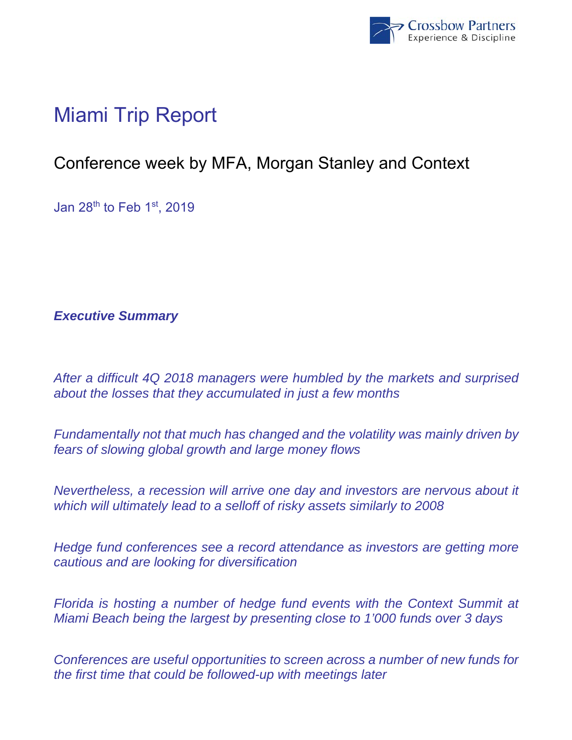# Miami Trip Report

## Conference week by MFA, Morgan Stanley and Context

Jan 28th to Feb 1st, 2019

***Executive Summary***

*After a difficult 4Q 2018 managers were humbled by the markets and surprised about the losses that they accumulated in just a few months*

*Fundamentally not that much has changed and the volatility was mainly driven by fears of slowing global growth and large money flows*

*Nevertheless, a recession will arrive one day and investors are nervous about it which will ultimately lead to a selloff of risky assets similarly to 2008*

*Hedge fund conferences see a record attendance as investors are getting more cautious and are looking for diversification*

*Florida is hosting a number of hedge fund events with the Context Summit at Miami Beach being the largest by presenting close to 1'000 funds over 3 days*

*Conferences are useful opportunities to screen across a number of new funds for the first time that could be followed-up with meetings later*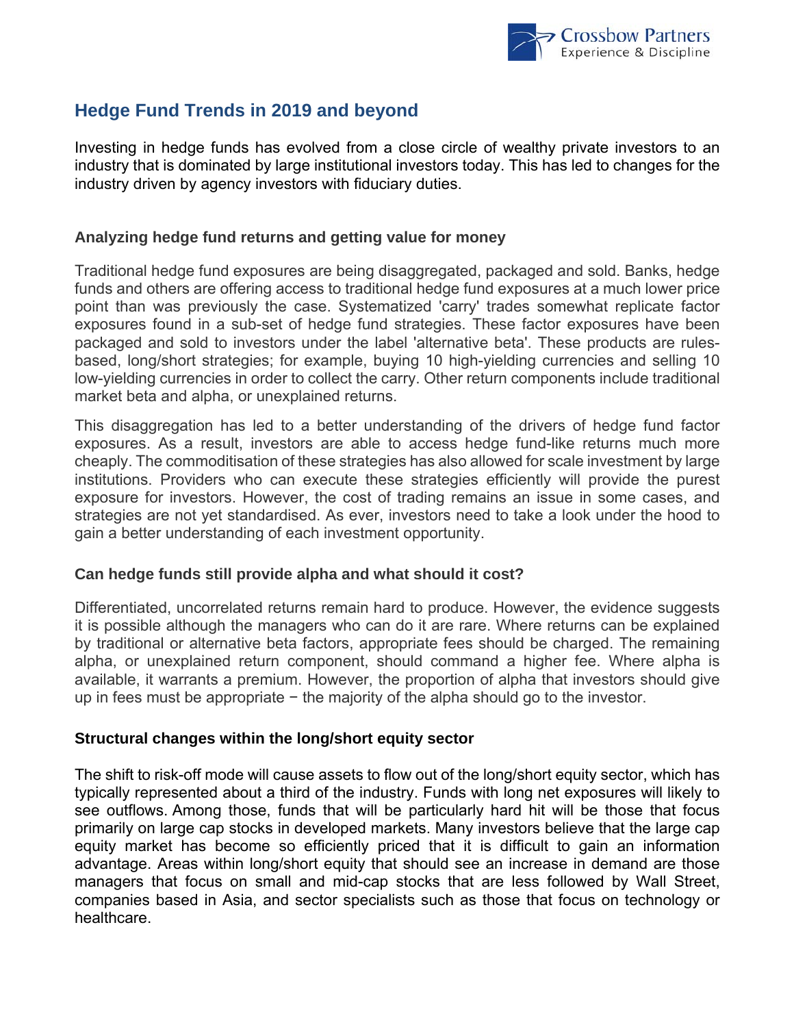## Hedge Fund Trends in 2019 and beyond

Investing in hedge funds has evolved from a close circle of wealthy private investors to an industry that is dominated by large institutional investors today. This has led to changes for the industry driven by agency investors with fiduciary duties.

### Analyzing hedge fund returns and getting value for money

Traditional hedge fund exposures are being disaggregated, packaged and sold. Banks, hedge funds and others are offering access to traditional hedge fund exposures at a much lower price point than was previously the case. Systematized 'carry' trades somewhat replicate factor exposures found in a sub-set of hedge fund strategies. These factor exposures have been packaged and sold to investors under the label 'alternative beta'. These products are rules-based, long/short strategies; for example, buying 10 high-yielding currencies and selling 10 low-yielding currencies in order to collect the carry. Other return components include traditional market beta and alpha, or unexplained returns.

This disaggregation has led to a better understanding of the drivers of hedge fund factor exposures. As a result, investors are able to access hedge fund-like returns much more cheaply. The commoditisation of these strategies has also allowed for scale investment by large institutions. Providers who can execute these strategies efficiently will provide the purest exposure for investors. However, the cost of trading remains an issue in some cases, and strategies are not yet standardised. As ever, investors need to take a look under the hood to gain a better understanding of each investment opportunity.

### Can hedge funds still provide alpha and what should it cost?

Differentiated, uncorrelated returns remain hard to produce. However, the evidence suggests it is possible although the managers who can do it are rare. Where returns can be explained by traditional or alternative beta factors, appropriate fees should be charged. The remaining alpha, or unexplained return component, should command a higher fee. Where alpha is available, it warrants a premium. However, the proportion of alpha that investors should give up in fees must be appropriate − the majority of the alpha should go to the investor.

### Structural changes within the long/short equity sector

The shift to risk-off mode will cause assets to flow out of the long/short equity sector, which has typically represented about a third of the industry. Funds with long net exposures will likely to see outflows. Among those, funds that will be particularly hard hit will be those that focus primarily on large cap stocks in developed markets. Many investors believe that the large cap equity market has become so efficiently priced that it is difficult to gain an information advantage. Areas within long/short equity that should see an increase in demand are those managers that focus on small and mid-cap stocks that are less followed by Wall Street, companies based in Asia, and sector specialists such as those that focus on technology or healthcare.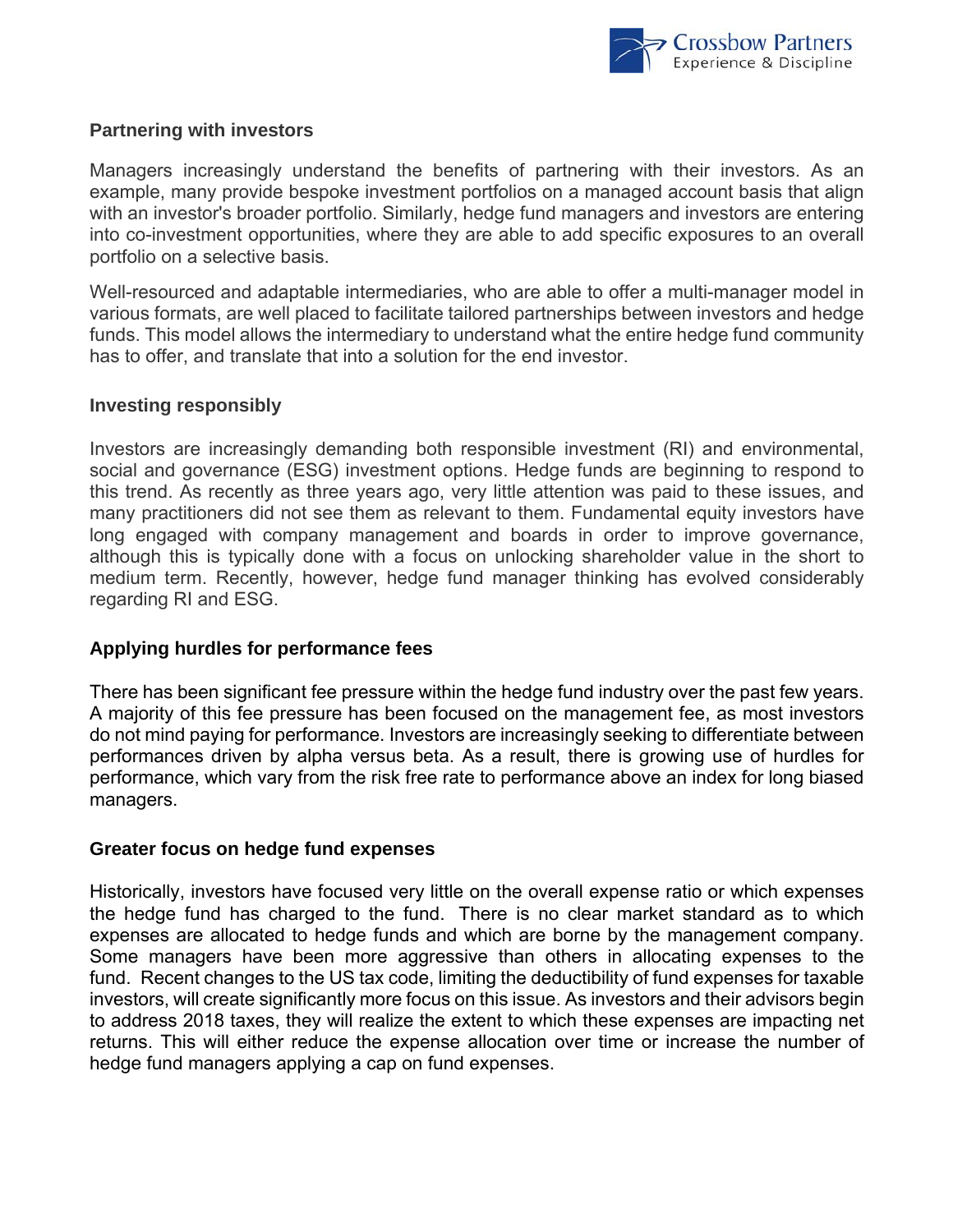## Partnering with investors

Managers increasingly understand the benefits of partnering with their investors. As an example, many provide bespoke investment portfolios on a managed account basis that align with an investor's broader portfolio. Similarly, hedge fund managers and investors are entering into co-investment opportunities, where they are able to add specific exposures to an overall portfolio on a selective basis.

Well-resourced and adaptable intermediaries, who are able to offer a multi-manager model in various formats, are well placed to facilitate tailored partnerships between investors and hedge funds. This model allows the intermediary to understand what the entire hedge fund community has to offer, and translate that into a solution for the end investor.

## Investing responsibly

Investors are increasingly demanding both responsible investment (RI) and environmental, social and governance (ESG) investment options. Hedge funds are beginning to respond to this trend. As recently as three years ago, very little attention was paid to these issues, and many practitioners did not see them as relevant to them. Fundamental equity investors have long engaged with company management and boards in order to improve governance, although this is typically done with a focus on unlocking shareholder value in the short to medium term. Recently, however, hedge fund manager thinking has evolved considerably regarding RI and ESG.

## Applying hurdles for performance fees

There has been significant fee pressure within the hedge fund industry over the past few years. A majority of this fee pressure has been focused on the management fee, as most investors do not mind paying for performance. Investors are increasingly seeking to differentiate between performances driven by alpha versus beta. As a result, there is growing use of hurdles for performance, which vary from the risk free rate to performance above an index for long biased managers.

## Greater focus on hedge fund expenses

Historically, investors have focused very little on the overall expense ratio or which expenses the hedge fund has charged to the fund. There is no clear market standard as to which expenses are allocated to hedge funds and which are borne by the management company. Some managers have been more aggressive than others in allocating expenses to the fund. Recent changes to the US tax code, limiting the deductibility of fund expenses for taxable investors, will create significantly more focus on this issue. As investors and their advisors begin to address 2018 taxes, they will realize the extent to which these expenses are impacting net returns. This will either reduce the expense allocation over time or increase the number of hedge fund managers applying a cap on fund expenses.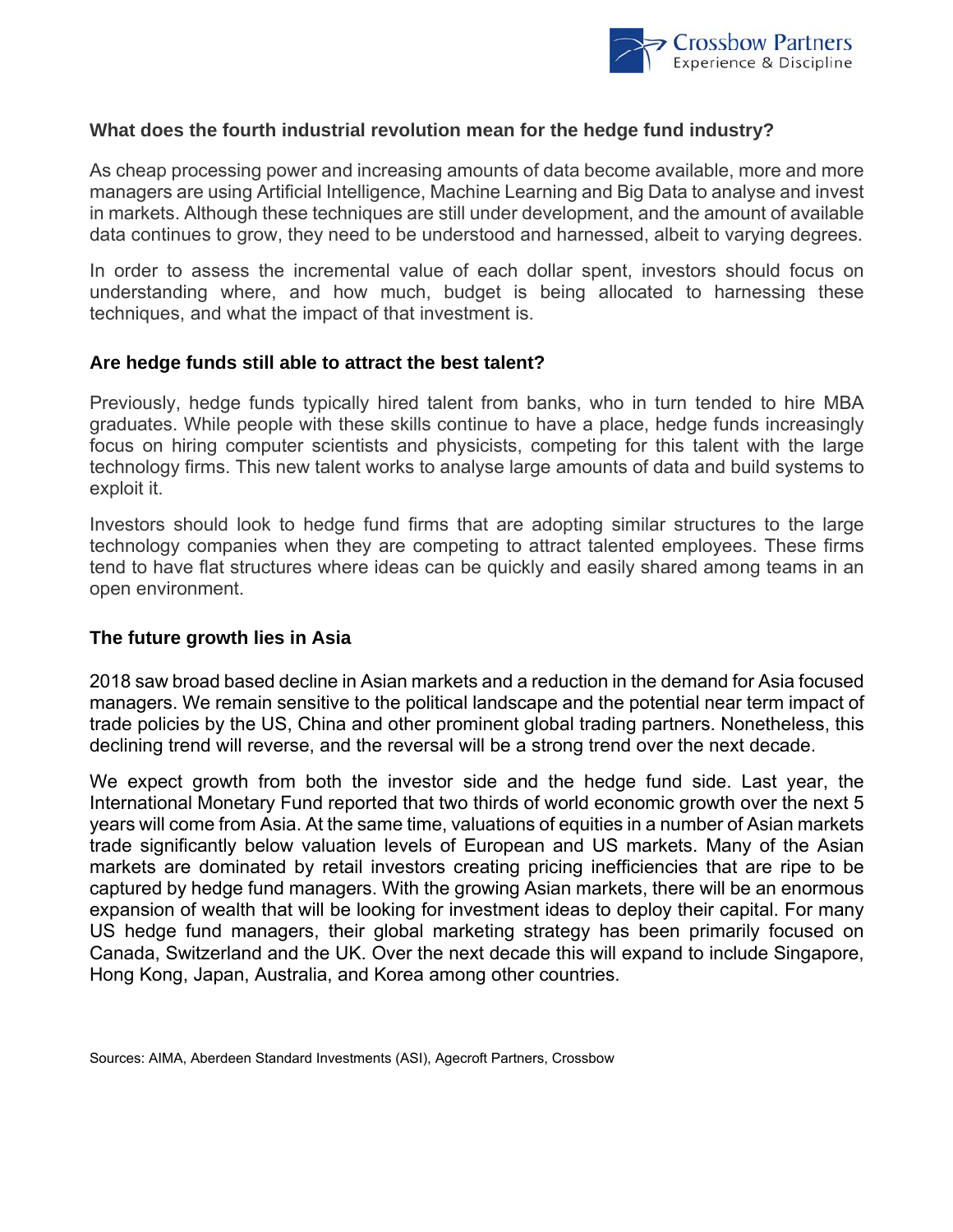### What does the fourth industrial revolution mean for the hedge fund industry?

As cheap processing power and increasing amounts of data become available, more and more managers are using Artificial Intelligence, Machine Learning and Big Data to analyse and invest in markets. Although these techniques are still under development, and the amount of available data continues to grow, they need to be understood and harnessed, albeit to varying degrees.

In order to assess the incremental value of each dollar spent, investors should focus on understanding where, and how much, budget is being allocated to harnessing these techniques, and what the impact of that investment is.

### Are hedge funds still able to attract the best talent?

Previously, hedge funds typically hired talent from banks, who in turn tended to hire MBA graduates. While people with these skills continue to have a place, hedge funds increasingly focus on hiring computer scientists and physicists, competing for this talent with the large technology firms. This new talent works to analyse large amounts of data and build systems to exploit it.

Investors should look to hedge fund firms that are adopting similar structures to the large technology companies when they are competing to attract talented employees. These firms tend to have flat structures where ideas can be quickly and easily shared among teams in an open environment.

### The future growth lies in Asia

2018 saw broad based decline in Asian markets and a reduction in the demand for Asia focused managers. We remain sensitive to the political landscape and the potential near term impact of trade policies by the US, China and other prominent global trading partners. Nonetheless, this declining trend will reverse, and the reversal will be a strong trend over the next decade.

We expect growth from both the investor side and the hedge fund side. Last year, the International Monetary Fund reported that two thirds of world economic growth over the next 5 years will come from Asia. At the same time, valuations of equities in a number of Asian markets trade significantly below valuation levels of European and US markets. Many of the Asian markets are dominated by retail investors creating pricing inefficiencies that are ripe to be captured by hedge fund managers. With the growing Asian markets, there will be an enormous expansion of wealth that will be looking for investment ideas to deploy their capital. For many US hedge fund managers, their global marketing strategy has been primarily focused on Canada, Switzerland and the UK. Over the next decade this will expand to include Singapore, Hong Kong, Japan, Australia, and Korea among other countries.

Sources: AIMA, Aberdeen Standard Investments (ASI), Agecroft Partners, Crossbow